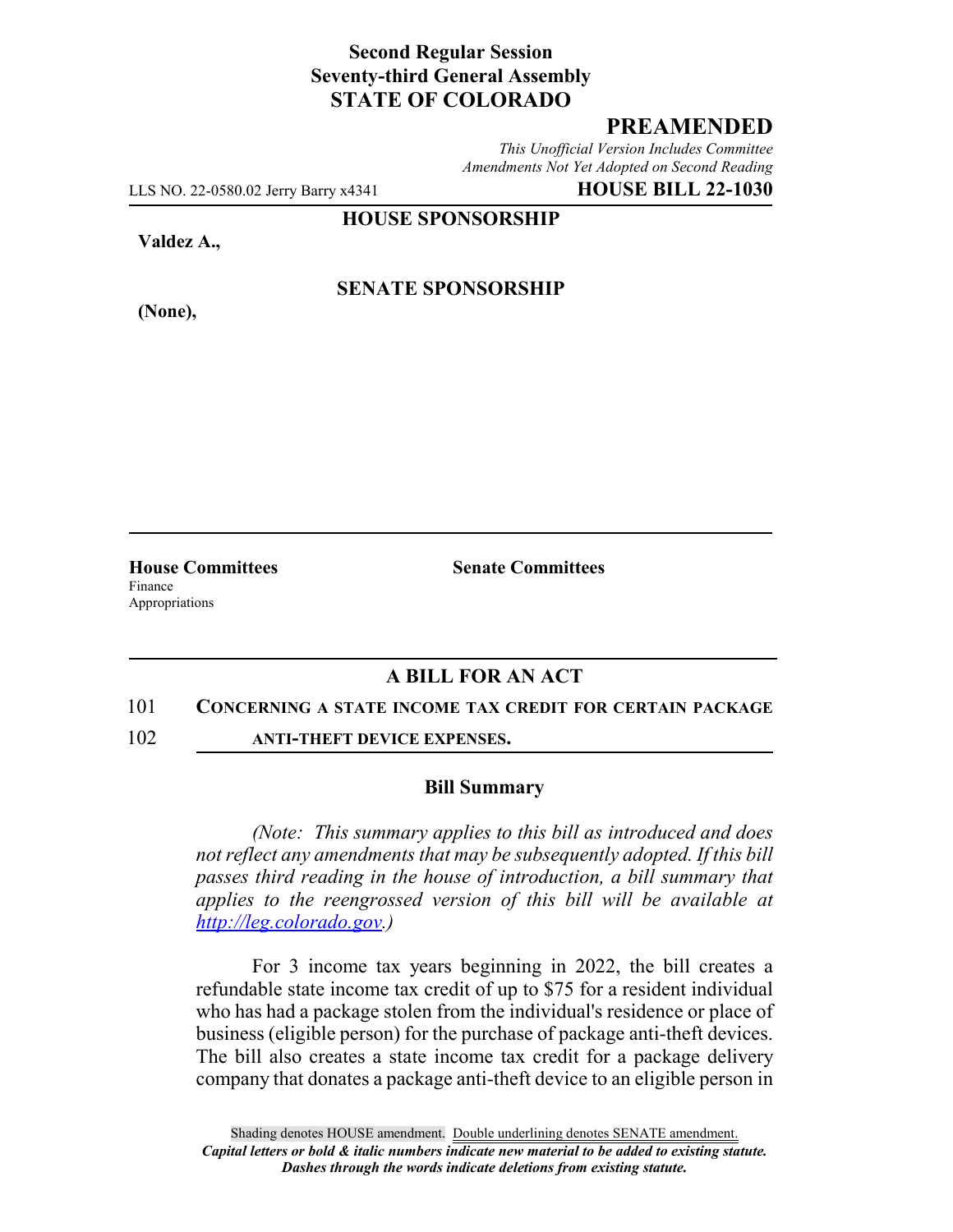**Second Regular Session**
**Seventy-third General Assembly**
**STATE OF COLORADO**

# PREAMENDED

*This Unofficial Version Includes Committee Amendments Not Yet Adopted on Second Reading*

LLS NO. 22-0580.02 Jerry Barry x4341 **HOUSE BILL 22-1030**

**HOUSE SPONSORSHIP**

**Valdez A.,**

**SENATE SPONSORSHIP**

**(None),**

**House Committees**
Finance
Appropriations

**Senate Committees**

## A BILL FOR AN ACT

101 **CONCERNING A STATE INCOME TAX CREDIT FOR CERTAIN PACKAGE**
102 **ANTI-THEFT DEVICE EXPENSES.**

### Bill Summary

*(Note: This summary applies to this bill as introduced and does not reflect any amendments that may be subsequently adopted. If this bill passes third reading in the house of introduction, a bill summary that applies to the reengrossed version of this bill will be available at http://leg.colorado.gov.)*

For 3 income tax years beginning in 2022, the bill creates a refundable state income tax credit of up to $75 for a resident individual who has had a package stolen from the individual's residence or place of business (eligible person) for the purchase of package anti-theft devices. The bill also creates a state income tax credit for a package delivery company that donates a package anti-theft device to an eligible person in

Shading denotes HOUSE amendment. Double underlining denotes SENATE amendment.
*Capital letters or bold & italic numbers indicate new material to be added to existing statute.*
*Dashes through the words indicate deletions from existing statute.*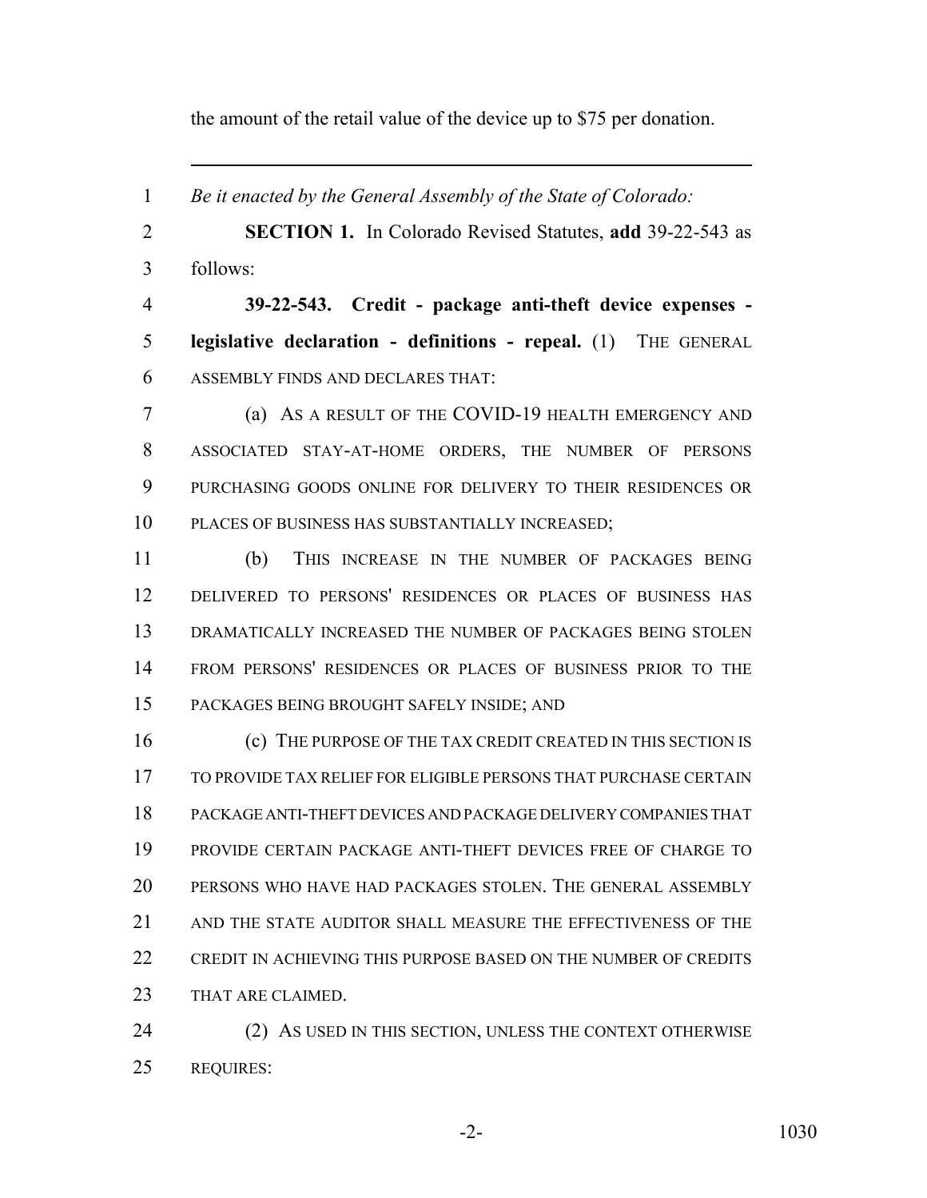the amount of the retail value of the device up to $75 per donation.

---

*Be it enacted by the General Assembly of the State of Colorado:*

**SECTION 1.** In Colorado Revised Statutes, **add** 39-22-543 as follows:

**39-22-543. Credit - package anti-theft device expenses - legislative declaration - definitions - repeal.** (1) THE GENERAL ASSEMBLY FINDS AND DECLARES THAT:

(a) AS A RESULT OF THE COVID-19 HEALTH EMERGENCY AND ASSOCIATED STAY-AT-HOME ORDERS, THE NUMBER OF PERSONS PURCHASING GOODS ONLINE FOR DELIVERY TO THEIR RESIDENCES OR PLACES OF BUSINESS HAS SUBSTANTIALLY INCREASED;

(b) THIS INCREASE IN THE NUMBER OF PACKAGES BEING DELIVERED TO PERSONS' RESIDENCES OR PLACES OF BUSINESS HAS DRAMATICALLY INCREASED THE NUMBER OF PACKAGES BEING STOLEN FROM PERSONS' RESIDENCES OR PLACES OF BUSINESS PRIOR TO THE PACKAGES BEING BROUGHT SAFELY INSIDE; AND

(c) THE PURPOSE OF THE TAX CREDIT CREATED IN THIS SECTION IS TO PROVIDE TAX RELIEF FOR ELIGIBLE PERSONS THAT PURCHASE CERTAIN PACKAGE ANTI-THEFT DEVICES AND PACKAGE DELIVERY COMPANIES THAT PROVIDE CERTAIN PACKAGE ANTI-THEFT DEVICES FREE OF CHARGE TO PERSONS WHO HAVE HAD PACKAGES STOLEN. THE GENERAL ASSEMBLY AND THE STATE AUDITOR SHALL MEASURE THE EFFECTIVENESS OF THE CREDIT IN ACHIEVING THIS PURPOSE BASED ON THE NUMBER OF CREDITS THAT ARE CLAIMED.

(2) AS USED IN THIS SECTION, UNLESS THE CONTEXT OTHERWISE REQUIRES: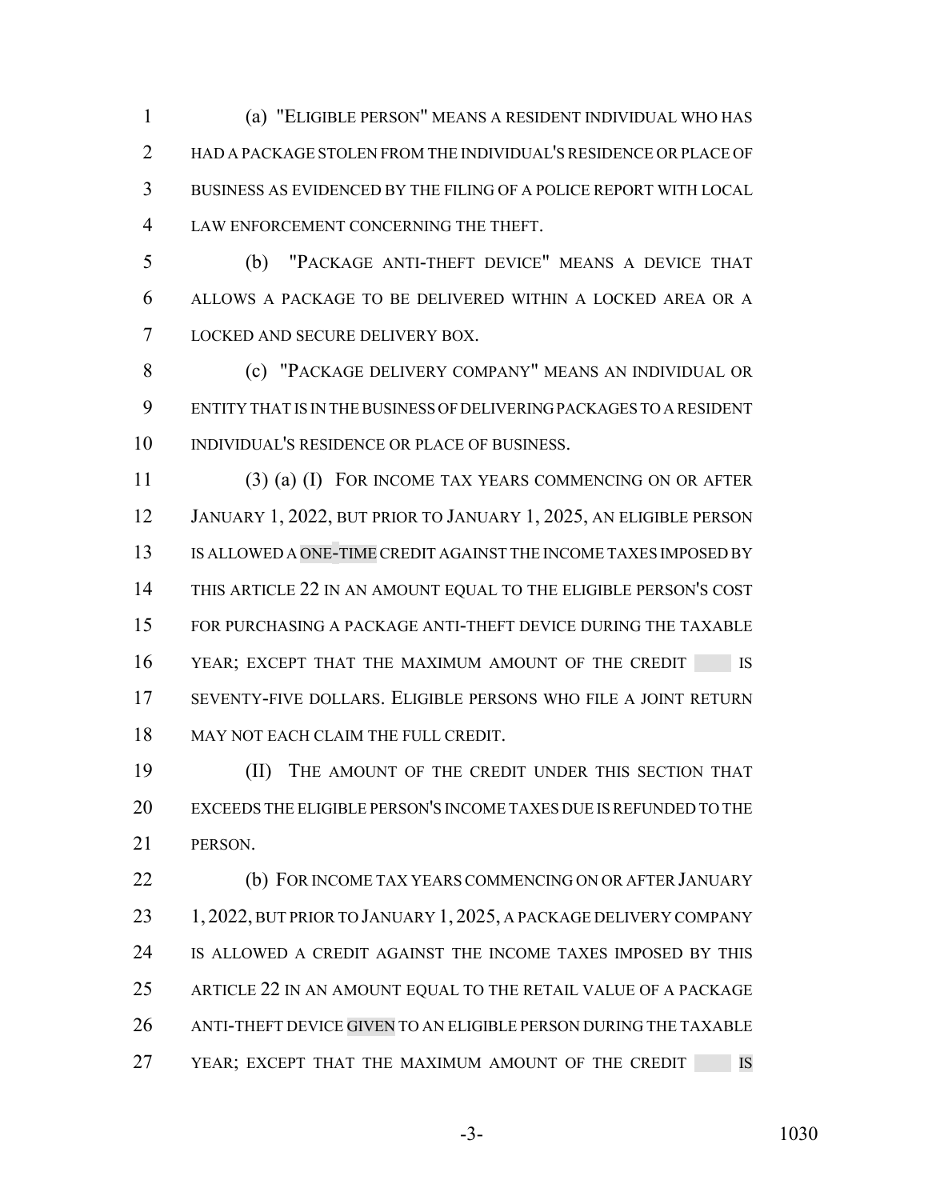(a) "ELIGIBLE PERSON" MEANS A RESIDENT INDIVIDUAL WHO HAS HAD A PACKAGE STOLEN FROM THE INDIVIDUAL'S RESIDENCE OR PLACE OF BUSINESS AS EVIDENCED BY THE FILING OF A POLICE REPORT WITH LOCAL LAW ENFORCEMENT CONCERNING THE THEFT.

(b) "PACKAGE ANTI-THEFT DEVICE" MEANS A DEVICE THAT ALLOWS A PACKAGE TO BE DELIVERED WITHIN A LOCKED AREA OR A LOCKED AND SECURE DELIVERY BOX.

(c) "PACKAGE DELIVERY COMPANY" MEANS AN INDIVIDUAL OR ENTITY THAT IS IN THE BUSINESS OF DELIVERING PACKAGES TO A RESIDENT INDIVIDUAL'S RESIDENCE OR PLACE OF BUSINESS.

(3) (a) (I) FOR INCOME TAX YEARS COMMENCING ON OR AFTER JANUARY 1, 2022, BUT PRIOR TO JANUARY 1, 2025, AN ELIGIBLE PERSON IS ALLOWED A ONE-TIME CREDIT AGAINST THE INCOME TAXES IMPOSED BY THIS ARTICLE 22 IN AN AMOUNT EQUAL TO THE ELIGIBLE PERSON'S COST FOR PURCHASING A PACKAGE ANTI-THEFT DEVICE DURING THE TAXABLE YEAR; EXCEPT THAT THE MAXIMUM AMOUNT OF THE CREDIT IS SEVENTY-FIVE DOLLARS. ELIGIBLE PERSONS WHO FILE A JOINT RETURN MAY NOT EACH CLAIM THE FULL CREDIT.

(II) THE AMOUNT OF THE CREDIT UNDER THIS SECTION THAT EXCEEDS THE ELIGIBLE PERSON'S INCOME TAXES DUE IS REFUNDED TO THE PERSON.

(b) FOR INCOME TAX YEARS COMMENCING ON OR AFTER JANUARY 1, 2022, BUT PRIOR TO JANUARY 1, 2025, A PACKAGE DELIVERY COMPANY IS ALLOWED A CREDIT AGAINST THE INCOME TAXES IMPOSED BY THIS ARTICLE 22 IN AN AMOUNT EQUAL TO THE RETAIL VALUE OF A PACKAGE ANTI-THEFT DEVICE GIVEN TO AN ELIGIBLE PERSON DURING THE TAXABLE YEAR; EXCEPT THAT THE MAXIMUM AMOUNT OF THE CREDIT IS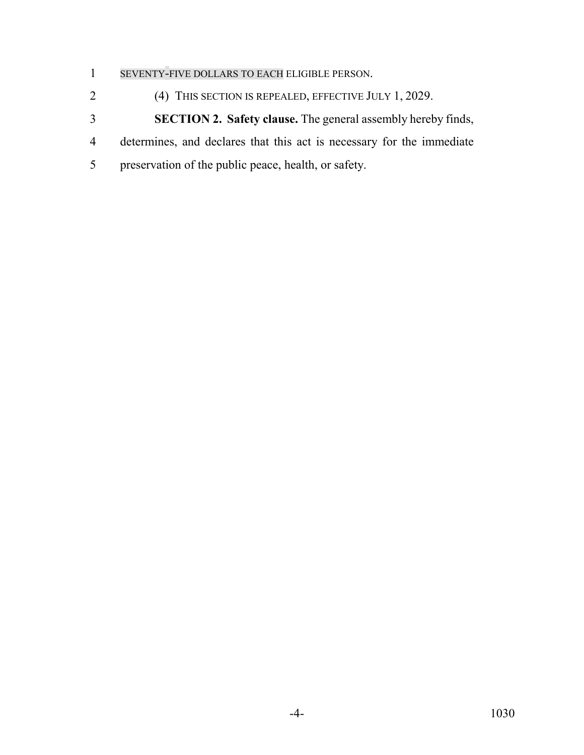SEVENTY-FIVE DOLLARS TO EACH ELIGIBLE PERSON.

(4) THIS SECTION IS REPEALED, EFFECTIVE JULY 1, 2029.

**SECTION 2. Safety clause.** The general assembly hereby finds, determines, and declares that this act is necessary for the immediate preservation of the public peace, health, or safety.